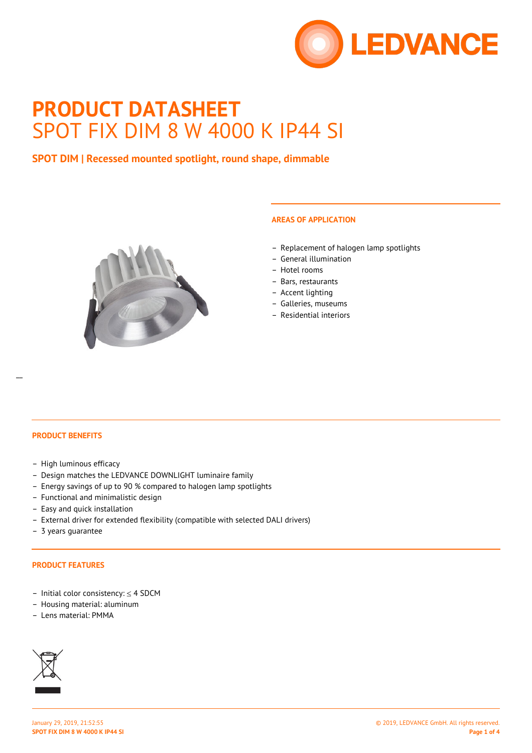# PRODUCT DATASHEET
# SPOT FIX DIM 8 W 4000 K IP44 SI

**SPOT DIM | Recessed mounted spotlight, round shape, dimmable**

## AREAS OF APPLICATION

- Replacement of halogen lamp spotlights
- General illumination
- Hotel rooms
- Bars, restaurants
- Accent lighting
- Galleries, museums
- Residential interiors

## PRODUCT BENEFITS

- High luminous efficacy
- Design matches the LEDVANCE DOWNLIGHT luminaire family
- Energy savings of up to 90 % compared to halogen lamp spotlights
- Functional and minimalistic design
- Easy and quick installation
- External driver for extended flexibility (compatible with selected DALI drivers)
- 3 years guarantee

## PRODUCT FEATURES

- Initial color consistency: ≤ 4 SDCM
- Housing material: aluminum
- Lens material: PMMA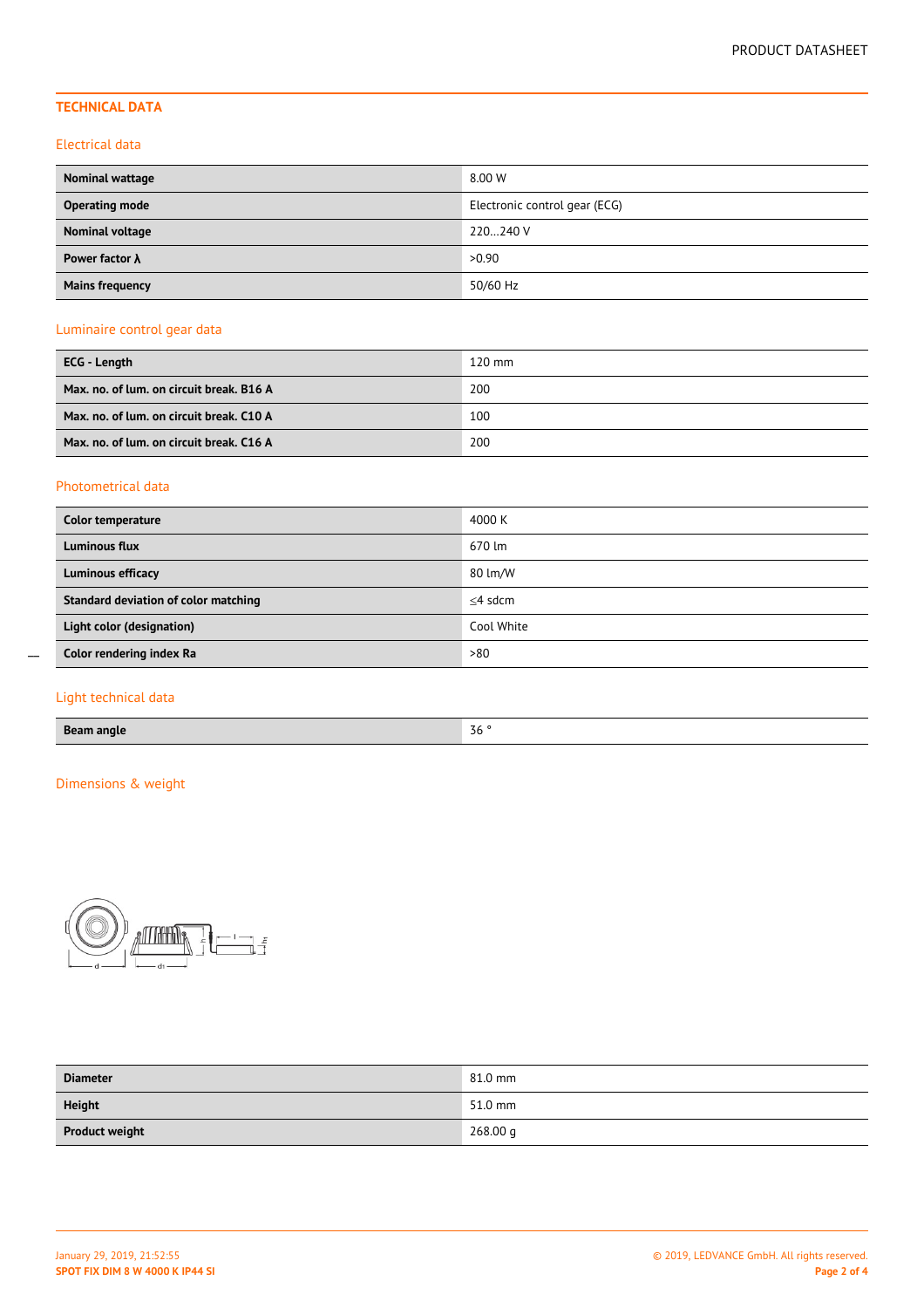## TECHNICAL DATA

### Electrical data

| Nominal wattage | 8.00 W |
|---|---|
| Operating mode | Electronic control gear (ECG) |
| Nominal voltage | 220…240 V |
| Power factor λ | >0.90 |
| Mains frequency | 50/60 Hz |

### Luminaire control gear data

| ECG - Length | 120 mm |
|---|---|
| Max. no. of lum. on circuit break. B16 A | 200 |
| Max. no. of lum. on circuit break. C10 A | 100 |
| Max. no. of lum. on circuit break. C16 A | 200 |

### Photometrical data

| Color temperature | 4000 K |
|---|---|
| Luminous flux | 670 lm |
| Luminous efficacy | 80 lm/W |
| Standard deviation of color matching | ≤4 sdcm |
| Light color (designation) | Cool White |
| Color rendering index Ra | >80 |

### Light technical data

| Beam angle | 36 ° |
|---|---|

### Dimensions & weight

| Diameter | 81.0 mm |
|---|---|
| Height | 51.0 mm |
| Product weight | 268.00 g |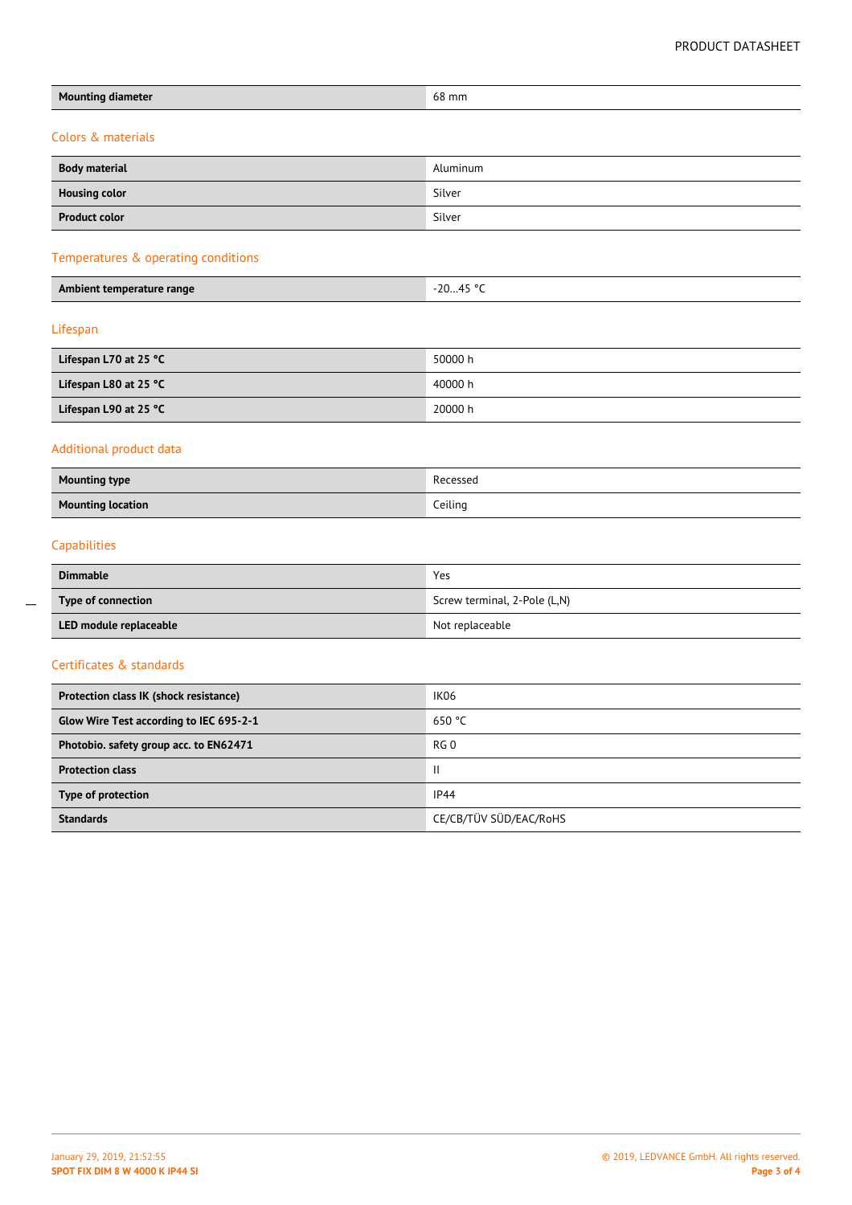| Mounting diameter | 68 mm |
| --- | --- |

## Colors & materials

| Body material | Aluminum |
| --- | --- |
| Housing color | Silver |
| Product color | Silver |

## Temperatures & operating conditions

| Ambient temperature range | -20…45 °C |
| --- | --- |

## Lifespan

| Lifespan L70 at 25 °C | 50000 h |
| --- | --- |
| Lifespan L80 at 25 °C | 40000 h |
| Lifespan L90 at 25 °C | 20000 h |

## Additional product data

| Mounting type | Recessed |
| --- | --- |
| Mounting location | Ceiling |

## Capabilities

| Dimmable | Yes |
| --- | --- |
| Type of connection | Screw terminal, 2-Pole (L,N) |
| LED module replaceable | Not replaceable |

## Certificates & standards

| Protection class IK (shock resistance) | IK06 |
| --- | --- |
| Glow Wire Test according to IEC 695-2-1 | 650 °C |
| Photobio. safety group acc. to EN62471 | RG 0 |
| Protection class | II |
| Type of protection | IP44 |
| Standards | CE/CB/TÜV SÜD/EAC/RoHS |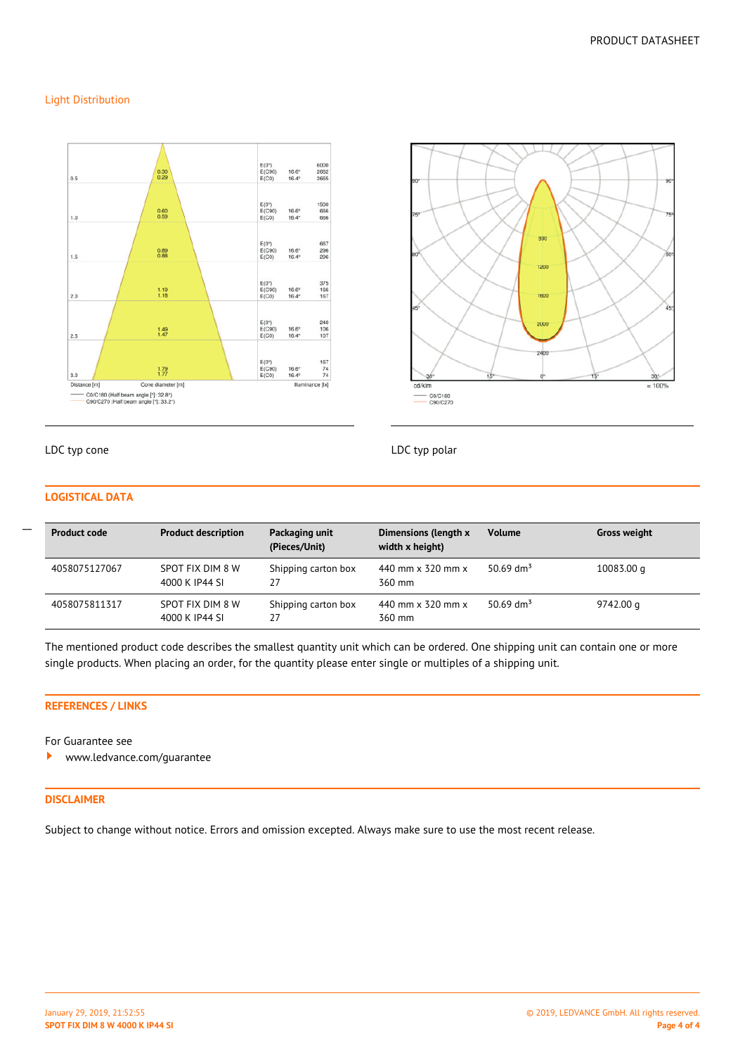## Light Distribution

0.5
0.30
0.29
E(0°) 6000
E(C90) 16.6° 2652
E(C0) 16.4° 2665

1.0
0.60
0.59
E(0°) 1500
E(C90) 16.6° 666
E(C0) 16.4° 666

1.5
0.89
0.88
E(0°) 667
E(C90) 16.6° 296
E(C0) 16.4° 296

2.0
1.19
1.18
E(0°) 375
E(C90) 16.6° 166
E(C0) 16.4° 167

2.5
1.49
1.47
E(0°) 240
E(C90) 16.6° 106
E(C0) 16.4° 107

3.0
1.79
1.77
E(0°) 167
E(C90) 16.6° 74
E(C0) 16.4° 74

Distance [m] Cone diameter [m] Illuminance [lx]

C0/C180 (Half beam angle [°]: 32.8°)
C90/C270 (Half beam angle [°]: 33.2°)

LDC typ cone

90° 75° 60° 45° 30° 15° 0° 15° 30° 45° 60° 75° 90°
800
1200
1600
2000
2400
cd/klm
= 100%
C0/C180
C90/C270

LDC typ polar

## LOGISTICAL DATA

| Product code | Product description | Packaging unit (Pieces/Unit) | Dimensions (length x width x height) | Volume | Gross weight |
|---|---|---|---|---|---|
| 4058075127067 | SPOT FIX DIM 8 W 4000 K IP44 SI | Shipping carton box 27 | 440 mm x 320 mm x 360 mm | 50.69 dm³ | 10083.00 g |
| 4058075811317 | SPOT FIX DIM 8 W 4000 K IP44 SI | Shipping carton box 27 | 440 mm x 320 mm x 360 mm | 50.69 dm³ | 9742.00 g |

The mentioned product code describes the smallest quantity unit which can be ordered. One shipping unit can contain one or more single products. When placing an order, for the quantity please enter single or multiples of a shipping unit.

## REFERENCES / LINKS

For Guarantee see

- www.ledvance.com/guarantee

## DISCLAIMER

Subject to change without notice. Errors and omission excepted. Always make sure to use the most recent release.